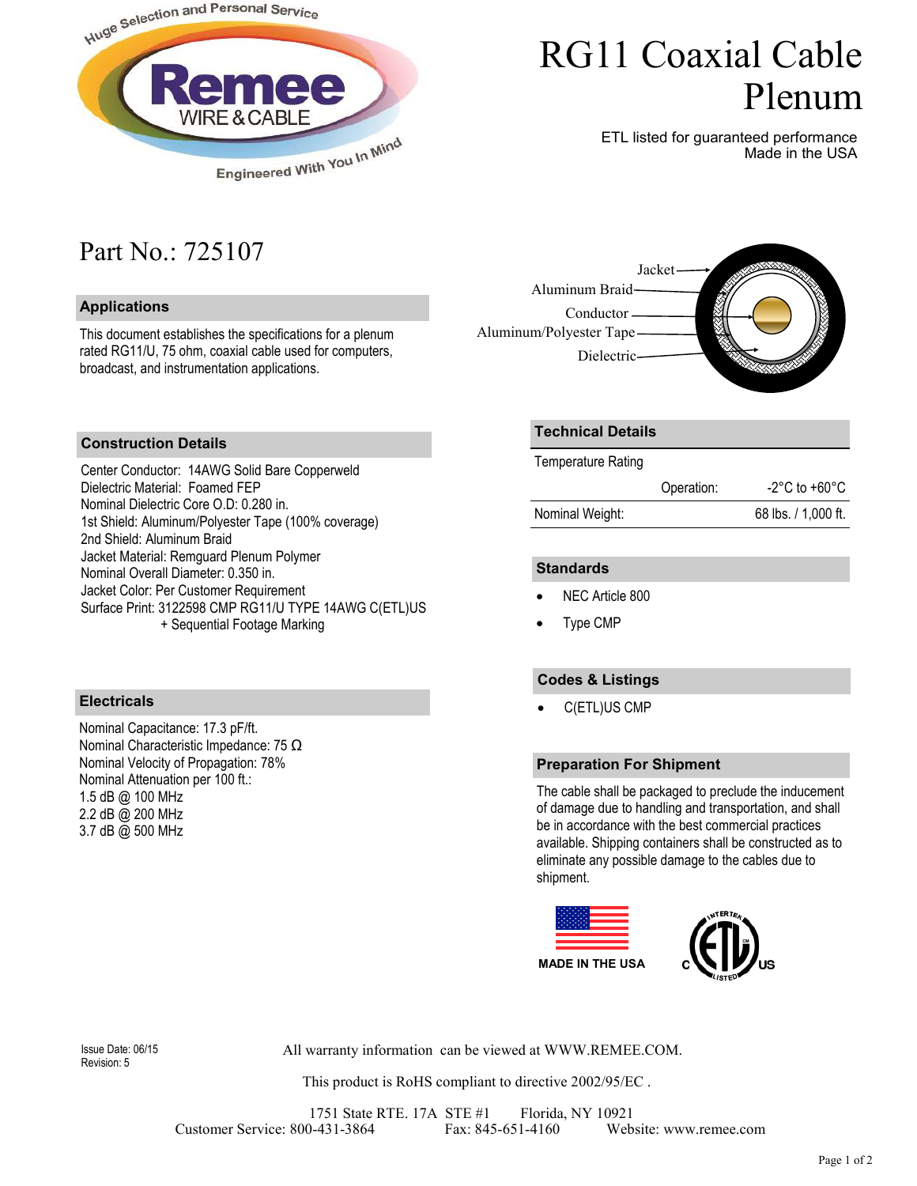Huge Selection and Personal Service

Remee WIRE & CABLE

Engineered With You In Mind

# RG11 Coaxial Cable Plenum

ETL listed for guaranteed performance
Made in the USA

## Part No.: 725107

Jacket
Aluminum Braid
Conductor
Aluminum/Polyester Tape
Dielectric

### Applications

This document establishes the specifications for a plenum rated RG11/U, 75 ohm, coaxial cable used for computers, broadcast, and instrumentation applications.

### Construction Details

Center Conductor: 14AWG Solid Bare Copperweld
Dielectric Material: Foamed FEP
Nominal Dielectric Core O.D: 0.280 in.
1st Shield: Aluminum/Polyester Tape (100% coverage)
2nd Shield: Aluminum Braid
Jacket Material: Remguard Plenum Polymer
Nominal Overall Diameter: 0.350 in.
Jacket Color: Per Customer Requirement
Surface Print: 3122598 CMP RG11/U TYPE 14AWG C(ETL)US
+ Sequential Footage Marking

### Electricals

Nominal Capacitance: 17.3 pF/ft.
Nominal Characteristic Impedance: 75 Ω
Nominal Velocity of Propagation: 78%
Nominal Attenuation per 100 ft.:
1.5 dB @ 100 MHz
2.2 dB @ 200 MHz
3.7 dB @ 500 MHz

### Technical Details

| Temperature Rating | | |
|---|---|---|
| | Operation: | -2°C to +60°C |
| Nominal Weight: | | 68 lbs. / 1,000 ft. |

### Standards

- NEC Article 800
- Type CMP

### Codes & Listings

- C(ETL)US CMP

### Preparation For Shipment

The cable shall be packaged to preclude the inducement of damage due to handling and transportation, and shall be in accordance with the best commercial practices available. Shipping containers shall be constructed as to eliminate any possible damage to the cables due to shipment.

MADE IN THE USA

C INTERTEK LISTED US

Issue Date: 06/15
Revision: 5

All warranty information can be viewed at WWW.REMEE.COM.

This product is RoHS compliant to directive 2002/95/EC .

1751 State RTE. 17A STE #1 Florida, NY 10921
Customer Service: 800-431-3864 Fax: 845-651-4160 Website: www.remee.com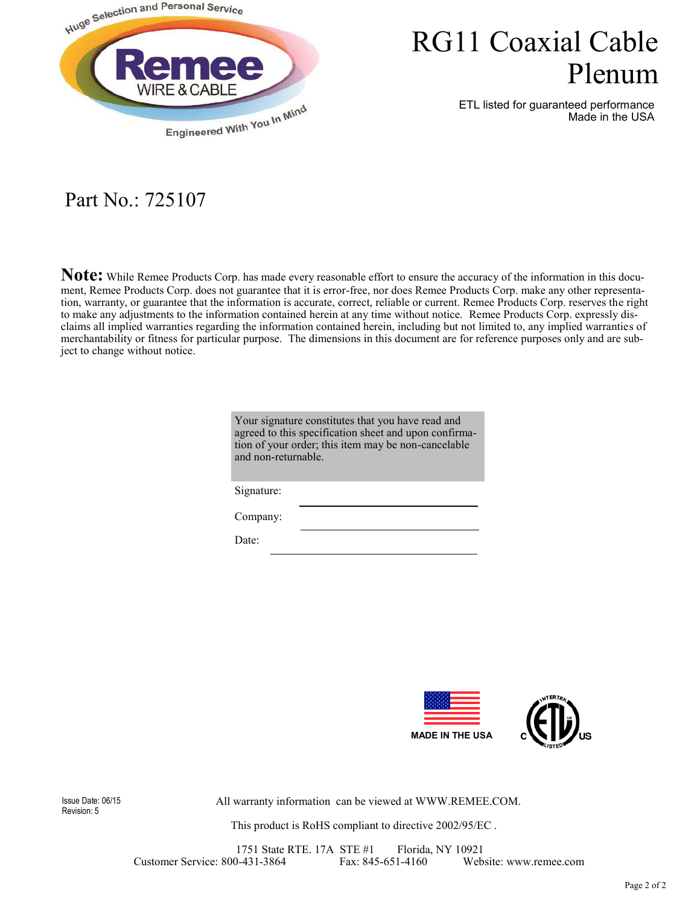# RG11 Coaxial Cable Plenum

ETL listed for guaranteed performance
Made in the USA

## Part No.: 725107

**Note:** While Remee Products Corp. has made every reasonable effort to ensure the accuracy of the information in this document, Remee Products Corp. does not guarantee that it is error-free, nor does Remee Products Corp. make any other representation, warranty, or guarantee that the information is accurate, correct, reliable or current. Remee Products Corp. reserves the right to make any adjustments to the information contained herein at any time without notice. Remee Products Corp. expressly disclaims all implied warranties regarding the information contained herein, including but not limited to, any implied warranties of merchantability or fitness for particular purpose. The dimensions in this document are for reference purposes only and are subject to change without notice.

Your signature constitutes that you have read and agreed to this specification sheet and upon confirmation of your order; this item may be non-cancelable and non-returnable.

Signature: ______________________

Company: ______________________

Date: ______________________

MADE IN THE USA

Issue Date: 06/15
Revision: 5

All warranty information can be viewed at WWW.REMEE.COM.

This product is RoHS compliant to directive 2002/95/EC .

1751 State RTE. 17A STE #1 Florida, NY 10921
Customer Service: 800-431-3864 Fax: 845-651-4160 Website: www.remee.com